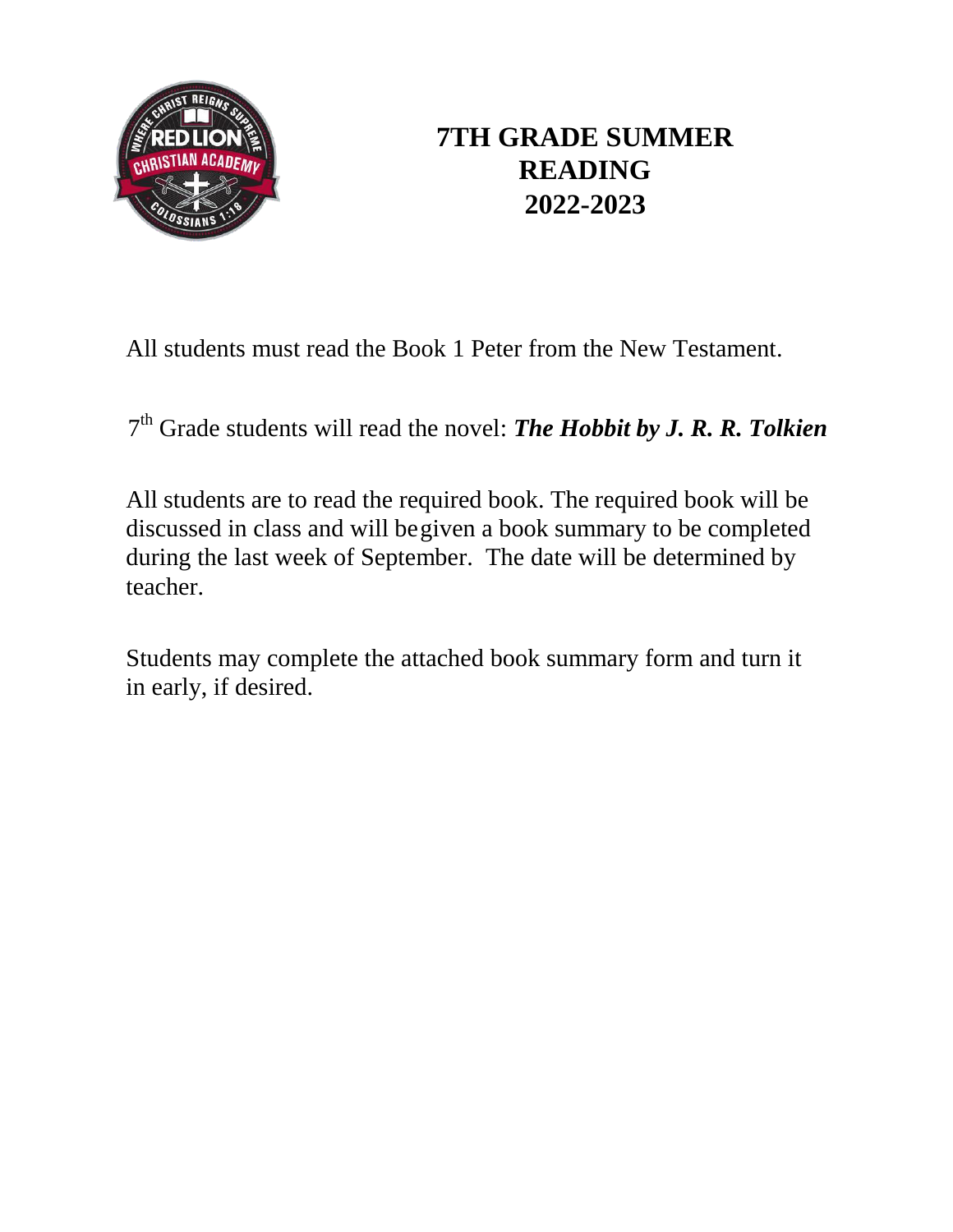# 7TH GRADE SUMMER READING 2022-2023

All students must read the Book 1 Peter from the New Testament.

7th Grade students will read the novel: ***The Hobbit by J. R. R. Tolkien***

All students are to read the required book. The required book will be discussed in class and will begiven a book summary to be completed during the last week of September. The date will be determined by teacher.

Students may complete the attached book summary form and turn it in early, if desired.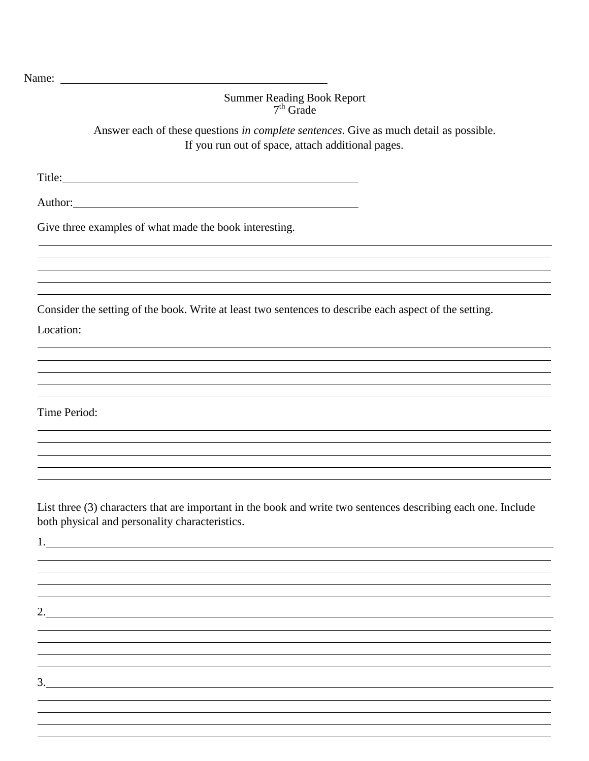Name: ______________________________________________

Summer Reading Book Report
7th Grade

Answer each of these questions *in complete sentences*. Give as much detail as possible.
If you run out of space, attach additional pages.

Title: ______________________________________________

Author: ______________________________________________

Give three examples of what made the book interesting.

______________________________________________________________________________

______________________________________________________________________________

______________________________________________________________________________

______________________________________________________________________________

______________________________________________________________________________

Consider the setting of the book. Write at least two sentences to describe each aspect of the setting.

Location:

______________________________________________________________________________

______________________________________________________________________________

______________________________________________________________________________

______________________________________________________________________________

______________________________________________________________________________

Time Period:

______________________________________________________________________________

______________________________________________________________________________

______________________________________________________________________________

______________________________________________________________________________

______________________________________________________________________________

List three (3) characters that are important in the book and write two sentences describing each one. Include both physical and personality characteristics.

1. ____________________________________________________________________________

______________________________________________________________________________

______________________________________________________________________________

______________________________________________________________________________

______________________________________________________________________________

2. ____________________________________________________________________________

______________________________________________________________________________

______________________________________________________________________________

______________________________________________________________________________

______________________________________________________________________________

3. ____________________________________________________________________________

______________________________________________________________________________

______________________________________________________________________________

______________________________________________________________________________

______________________________________________________________________________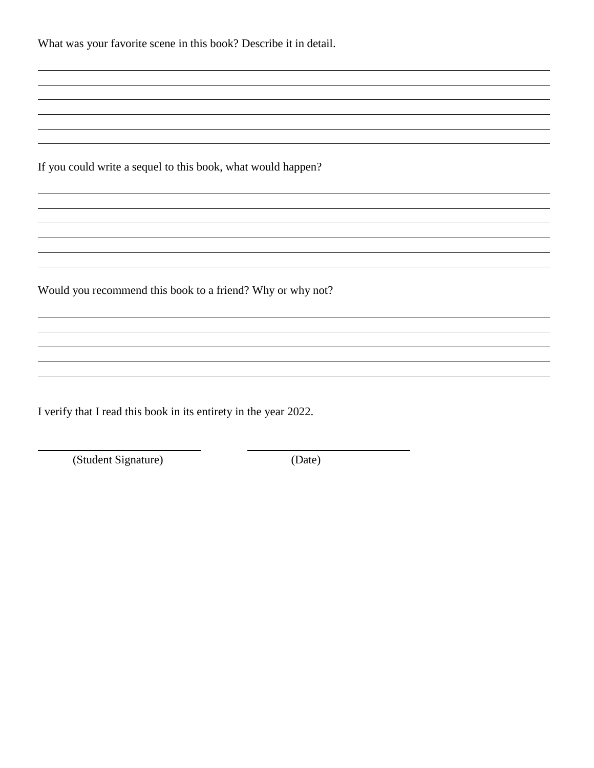What was your favorite scene in this book? Describe it in detail.

If you could write a sequel to this book, what would happen?

Would you recommend this book to a friend? Why or why not?

I verify that I read this book in its entirety in the year 2022.

(Student Signature)    (Date)